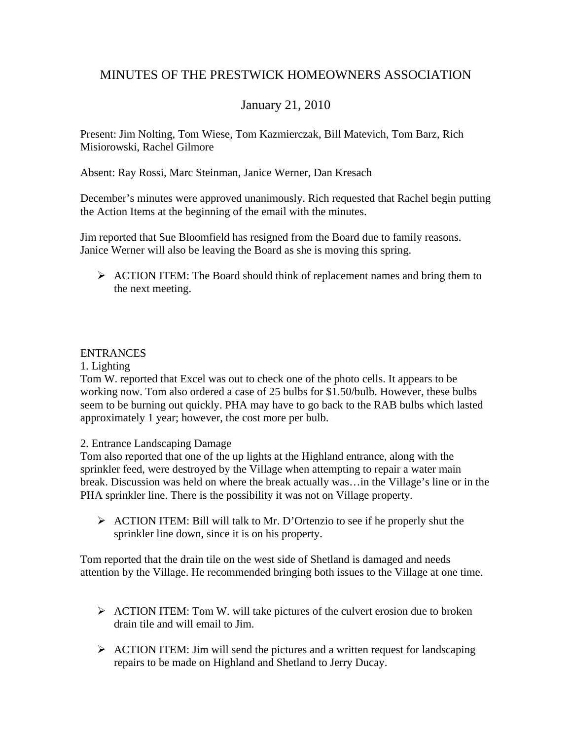# MINUTES OF THE PRESTWICK HOMEOWNERS ASSOCIATION

## January 21, 2010

Present: Jim Nolting, Tom Wiese, Tom Kazmierczak, Bill Matevich, Tom Barz, Rich Misiorowski, Rachel Gilmore

Absent: Ray Rossi, Marc Steinman, Janice Werner, Dan Kresach

December's minutes were approved unanimously. Rich requested that Rachel begin putting the Action Items at the beginning of the email with the minutes.

Jim reported that Sue Bloomfield has resigned from the Board due to family reasons. Janice Werner will also be leaving the Board as she is moving this spring.

- ACTION ITEM: The Board should think of replacement names and bring them to the next meeting.

ENTRANCES

1. Lighting

Tom W. reported that Excel was out to check one of the photo cells. It appears to be working now. Tom also ordered a case of 25 bulbs for $1.50/bulb. However, these bulbs seem to be burning out quickly. PHA may have to go back to the RAB bulbs which lasted approximately 1 year; however, the cost more per bulb.

2. Entrance Landscaping Damage

Tom also reported that one of the up lights at the Highland entrance, along with the sprinkler feed, were destroyed by the Village when attempting to repair a water main break. Discussion was held on where the break actually was…in the Village's line or in the PHA sprinkler line. There is the possibility it was not on Village property.

- ACTION ITEM: Bill will talk to Mr. D'Ortenzio to see if he properly shut the sprinkler line down, since it is on his property.

Tom reported that the drain tile on the west side of Shetland is damaged and needs attention by the Village. He recommended bringing both issues to the Village at one time.

- ACTION ITEM: Tom W. will take pictures of the culvert erosion due to broken drain tile and will email to Jim.

- ACTION ITEM: Jim will send the pictures and a written request for landscaping repairs to be made on Highland and Shetland to Jerry Ducay.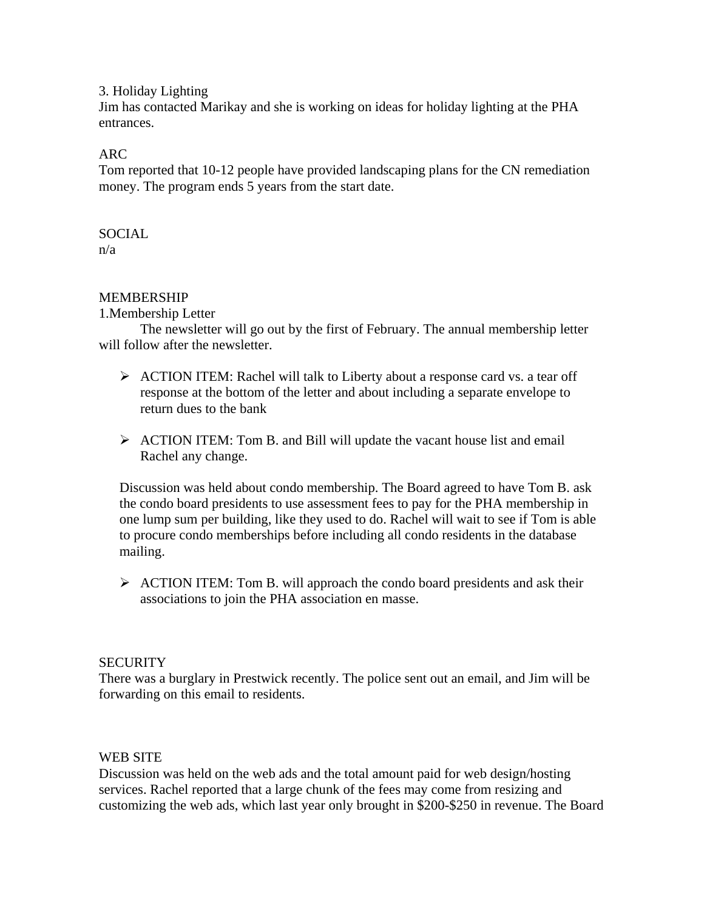3. Holiday Lighting
Jim has contacted Marikay and she is working on ideas for holiday lighting at the PHA entrances.

ARC
Tom reported that 10-12 people have provided landscaping plans for the CN remediation money. The program ends 5 years from the start date.

SOCIAL
n/a

MEMBERSHIP
1.Membership Letter
The newsletter will go out by the first of February. The annual membership letter will follow after the newsletter.

- ACTION ITEM: Rachel will talk to Liberty about a response card vs. a tear off response at the bottom of the letter and about including a separate envelope to return dues to the bank

- ACTION ITEM: Tom B. and Bill will update the vacant house list and email Rachel any change.

Discussion was held about condo membership. The Board agreed to have Tom B. ask the condo board presidents to use assessment fees to pay for the PHA membership in one lump sum per building, like they used to do. Rachel will wait to see if Tom is able to procure condo memberships before including all condo residents in the database mailing.

- ACTION ITEM: Tom B. will approach the condo board presidents and ask their associations to join the PHA association en masse.

SECURITY
There was a burglary in Prestwick recently. The police sent out an email, and Jim will be forwarding on this email to residents.

WEB SITE
Discussion was held on the web ads and the total amount paid for web design/hosting services. Rachel reported that a large chunk of the fees may come from resizing and customizing the web ads, which last year only brought in $200-$250 in revenue. The Board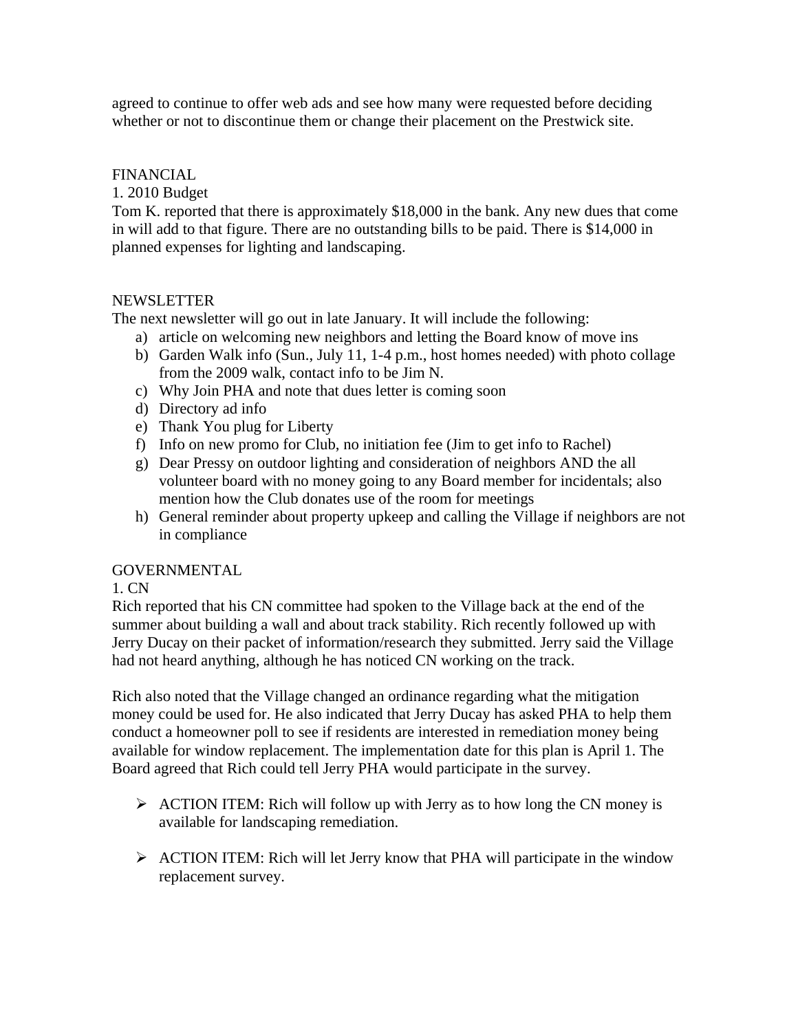agreed to continue to offer web ads and see how many were requested before deciding whether or not to discontinue them or change their placement on the Prestwick site.

FINANCIAL

1. 2010 Budget

Tom K. reported that there is approximately $18,000 in the bank. Any new dues that come in will add to that figure. There are no outstanding bills to be paid. There is $14,000 in planned expenses for lighting and landscaping.

NEWSLETTER

The next newsletter will go out in late January. It will include the following:

a) article on welcoming new neighbors and letting the Board know of move ins
b) Garden Walk info (Sun., July 11, 1-4 p.m., host homes needed) with photo collage from the 2009 walk, contact info to be Jim N.
c) Why Join PHA and note that dues letter is coming soon
d) Directory ad info
e) Thank You plug for Liberty
f) Info on new promo for Club, no initiation fee (Jim to get info to Rachel)
g) Dear Pressy on outdoor lighting and consideration of neighbors AND the all volunteer board with no money going to any Board member for incidentals; also mention how the Club donates use of the room for meetings
h) General reminder about property upkeep and calling the Village if neighbors are not in compliance

GOVERNMENTAL

1. CN

Rich reported that his CN committee had spoken to the Village back at the end of the summer about building a wall and about track stability. Rich recently followed up with Jerry Ducay on their packet of information/research they submitted. Jerry said the Village had not heard anything, although he has noticed CN working on the track.

Rich also noted that the Village changed an ordinance regarding what the mitigation money could be used for. He also indicated that Jerry Ducay has asked PHA to help them conduct a homeowner poll to see if residents are interested in remediation money being available for window replacement. The implementation date for this plan is April 1. The Board agreed that Rich could tell Jerry PHA would participate in the survey.

- ACTION ITEM: Rich will follow up with Jerry as to how long the CN money is available for landscaping remediation.

- ACTION ITEM: Rich will let Jerry know that PHA will participate in the window replacement survey.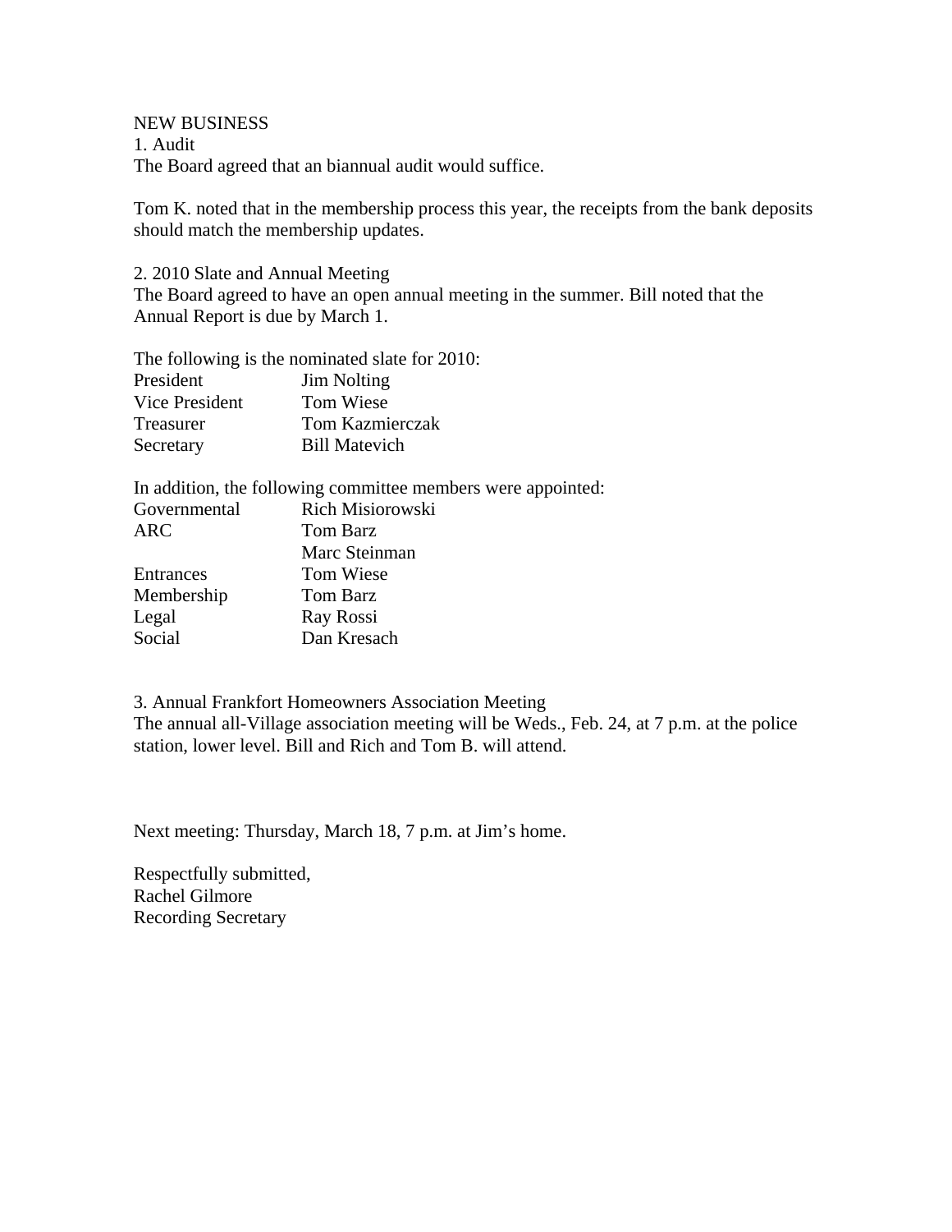NEW BUSINESS

1. Audit

The Board agreed that an biannual audit would suffice.

Tom K. noted that in the membership process this year, the receipts from the bank deposits should match the membership updates.

2. 2010 Slate and Annual Meeting

The Board agreed to have an open annual meeting in the summer. Bill noted that the Annual Report is due by March 1.

The following is the nominated slate for 2010:

| | |
|---|---|
| President | Jim Nolting |
| Vice President | Tom Wiese |
| Treasurer | Tom Kazmierczak |
| Secretary | Bill Matevich |

In addition, the following committee members were appointed:

| | |
|---|---|
| Governmental | Rich Misiorowski |
| ARC | Tom Barz |
| | Marc Steinman |
| Entrances | Tom Wiese |
| Membership | Tom Barz |
| Legal | Ray Rossi |
| Social | Dan Kresach |

3. Annual Frankfort Homeowners Association Meeting

The annual all-Village association meeting will be Weds., Feb. 24, at 7 p.m. at the police station, lower level. Bill and Rich and Tom B. will attend.

Next meeting: Thursday, March 18, 7 p.m. at Jim's home.

Respectfully submitted,
Rachel Gilmore
Recording Secretary